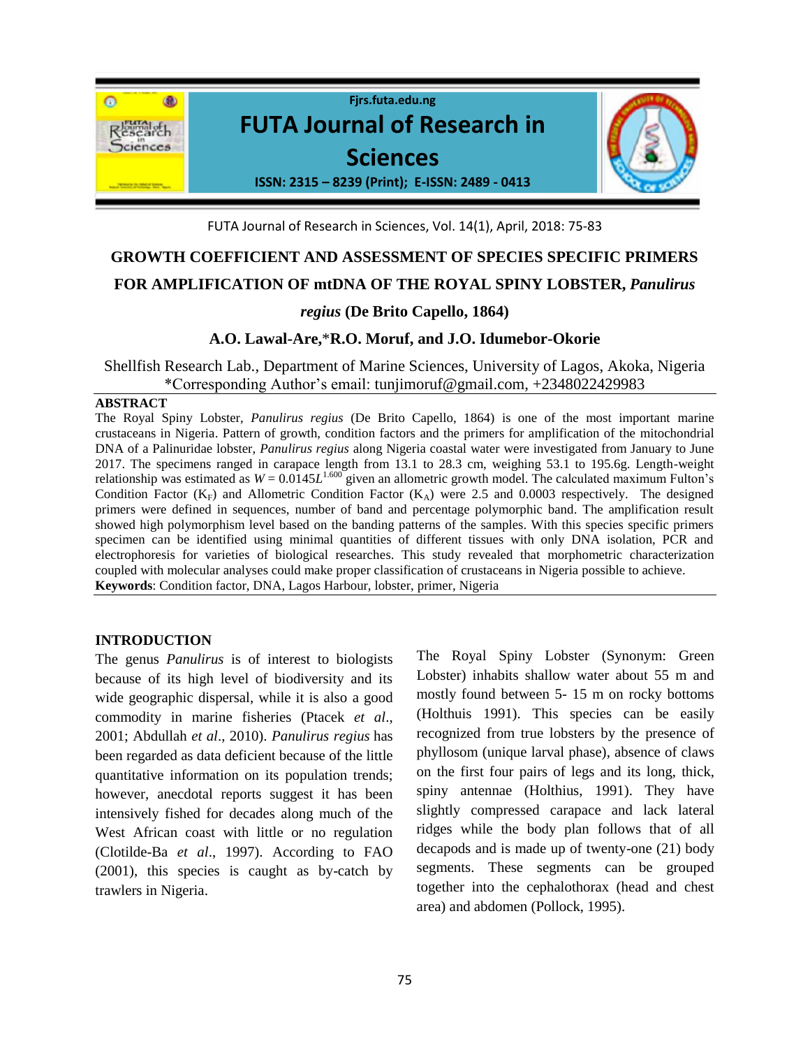# GROWTH COEFFICIENT AND ASSESSMENT OF SPECIES SPECIFIC PRIMERS FOR AMPLIFICATION OF mtDNA OF THE ROYAL SPINY LOBSTER, *Panulirus regius* (De Brito Capello, 1864)

**A.O. Lawal-Are,\*R.O. Moruf, and J.O. Idumebor-Okorie**

Shellfish Research Lab., Department of Marine Sciences, University of Lagos, Akoka, Nigeria
\*Corresponding Author's email: tunjimoruf@gmail.com, +2348022429983

**ABSTRACT**

The Royal Spiny Lobster, *Panulirus regius* (De Brito Capello, 1864) is one of the most important marine crustaceans in Nigeria. Pattern of growth, condition factors and the primers for amplification of the mitochondrial DNA of a Palinuridae lobster, *Panulirus regius* along Nigeria coastal water were investigated from January to June 2017. The specimens ranged in carapace length from 13.1 to 28.3 cm, weighing 53.1 to 195.6g. Length-weight relationship was estimated as $W = 0.0145L^{1.600}$ given an allometric growth model. The calculated maximum Fulton's Condition Factor ($K_F$) and Allometric Condition Factor ($K_A$) were 2.5 and 0.0003 respectively. The designed primers were defined in sequences, number of band and percentage polymorphic band. The amplification result showed high polymorphism level based on the banding patterns of the samples. With this species specific primers specimen can be identified using minimal quantities of different tissues with only DNA isolation, PCR and electrophoresis for varieties of biological researches. This study revealed that morphometric characterization coupled with molecular analyses could make proper classification of crustaceans in Nigeria possible to achieve.

**Keywords**: Condition factor, DNA, Lagos Harbour, lobster, primer, Nigeria

## INTRODUCTION

The genus *Panulirus* is of interest to biologists because of its high level of biodiversity and its wide geographic dispersal, while it is also a good commodity in marine fisheries (Ptacek *et al*., 2001; Abdullah *et al*., 2010). *Panulirus regius* has been regarded as data deficient because of the little quantitative information on its population trends; however, anecdotal reports suggest it has been intensively fished for decades along much of the West African coast with little or no regulation (Clotilde-Ba *et al*., 1997). According to FAO (2001), this species is caught as by-catch by trawlers in Nigeria.

The Royal Spiny Lobster (Synonym: Green Lobster) inhabits shallow water about 55 m and mostly found between 5- 15 m on rocky bottoms (Holthuis 1991). This species can be easily recognized from true lobsters by the presence of phyllosom (unique larval phase), absence of claws on the first four pairs of legs and its long, thick, spiny antennae (Holthius, 1991). They have slightly compressed carapace and lack lateral ridges while the body plan follows that of all decapods and is made up of twenty-one (21) body segments. These segments can be grouped together into the cephalothorax (head and chest area) and abdomen (Pollock, 1995).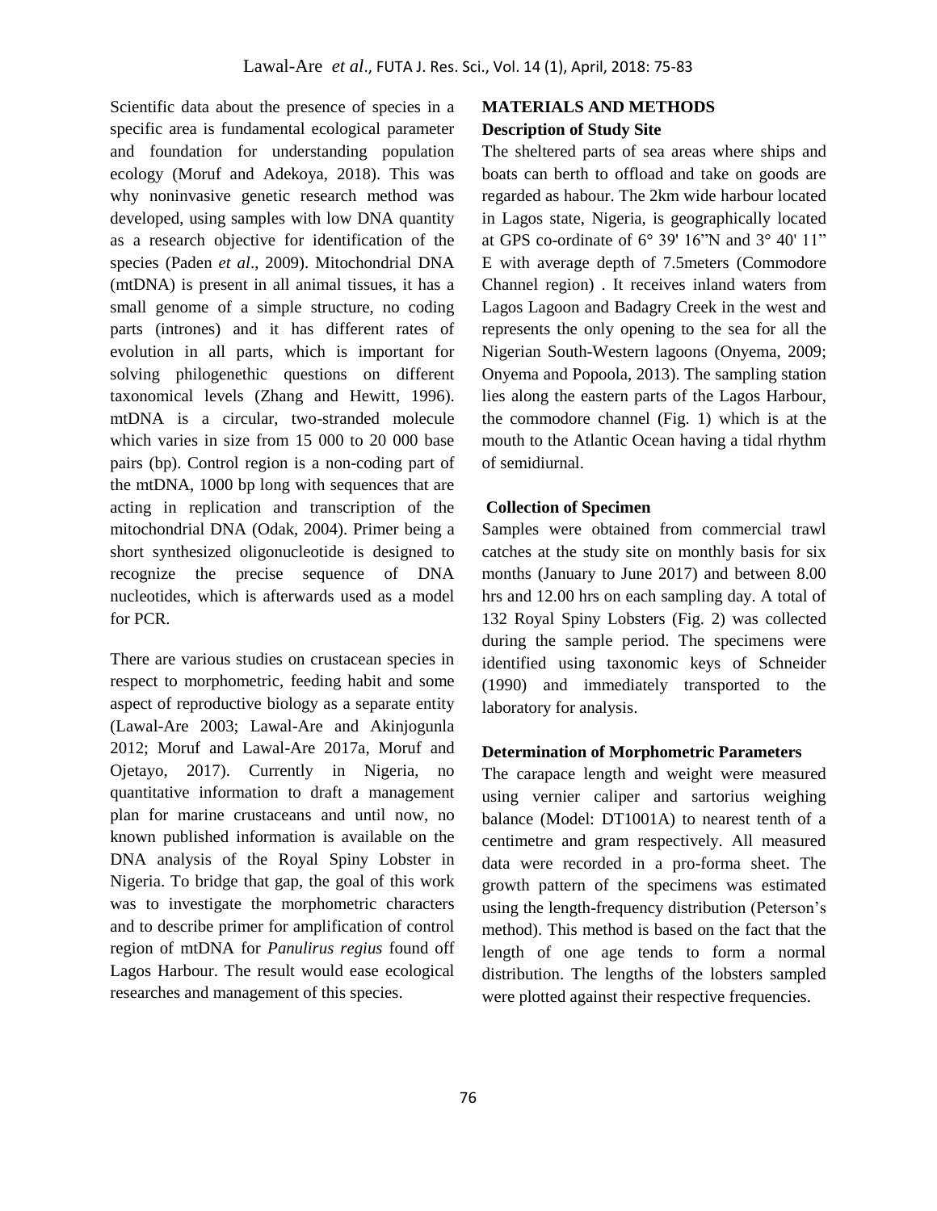Scientific data about the presence of species in a specific area is fundamental ecological parameter and foundation for understanding population ecology (Moruf and Adekoya, 2018). This was why noninvasive genetic research method was developed, using samples with low DNA quantity as a research objective for identification of the species (Paden *et al*., 2009). Mitochondrial DNA (mtDNA) is present in all animal tissues, it has a small genome of a simple structure, no coding parts (intrones) and it has different rates of evolution in all parts, which is important for solving philogenethic questions on different taxonomical levels (Zhang and Hewitt, 1996). mtDNA is a circular, two-stranded molecule which varies in size from 15 000 to 20 000 base pairs (bp). Control region is a non-coding part of the mtDNA, 1000 bp long with sequences that are acting in replication and transcription of the mitochondrial DNA (Odak, 2004). Primer being a short synthesized oligonucleotide is designed to recognize the precise sequence of DNA nucleotides, which is afterwards used as a model for PCR.

There are various studies on crustacean species in respect to morphometric, feeding habit and some aspect of reproductive biology as a separate entity (Lawal-Are 2003; Lawal-Are and Akinjogunla 2012; Moruf and Lawal-Are 2017a, Moruf and Ojetayo, 2017). Currently in Nigeria, no quantitative information to draft a management plan for marine crustaceans and until now, no known published information is available on the DNA analysis of the Royal Spiny Lobster in Nigeria. To bridge that gap, the goal of this work was to investigate the morphometric characters and to describe primer for amplification of control region of mtDNA for *Panulirus regius* found off Lagos Harbour. The result would ease ecological researches and management of this species.

## MATERIALS AND METHODS

### Description of Study Site

The sheltered parts of sea areas where ships and boats can berth to offload and take on goods are regarded as habour. The 2km wide harbour located in Lagos state, Nigeria, is geographically located at GPS co-ordinate of 6° 39' 16"N and 3° 40' 11" E with average depth of 7.5meters (Commodore Channel region) . It receives inland waters from Lagos Lagoon and Badagry Creek in the west and represents the only opening to the sea for all the Nigerian South-Western lagoons (Onyema, 2009; Onyema and Popoola, 2013). The sampling station lies along the eastern parts of the Lagos Harbour, the commodore channel (Fig. 1) which is at the mouth to the Atlantic Ocean having a tidal rhythm of semidiurnal.

### Collection of Specimen

Samples were obtained from commercial trawl catches at the study site on monthly basis for six months (January to June 2017) and between 8.00 hrs and 12.00 hrs on each sampling day. A total of 132 Royal Spiny Lobsters (Fig. 2) was collected during the sample period. The specimens were identified using taxonomic keys of Schneider (1990) and immediately transported to the laboratory for analysis.

### Determination of Morphometric Parameters

The carapace length and weight were measured using vernier caliper and sartorius weighing balance (Model: DT1001A) to nearest tenth of a centimetre and gram respectively. All measured data were recorded in a pro-forma sheet. The growth pattern of the specimens was estimated using the length-frequency distribution (Peterson's method). This method is based on the fact that the length of one age tends to form a normal distribution. The lengths of the lobsters sampled were plotted against their respective frequencies.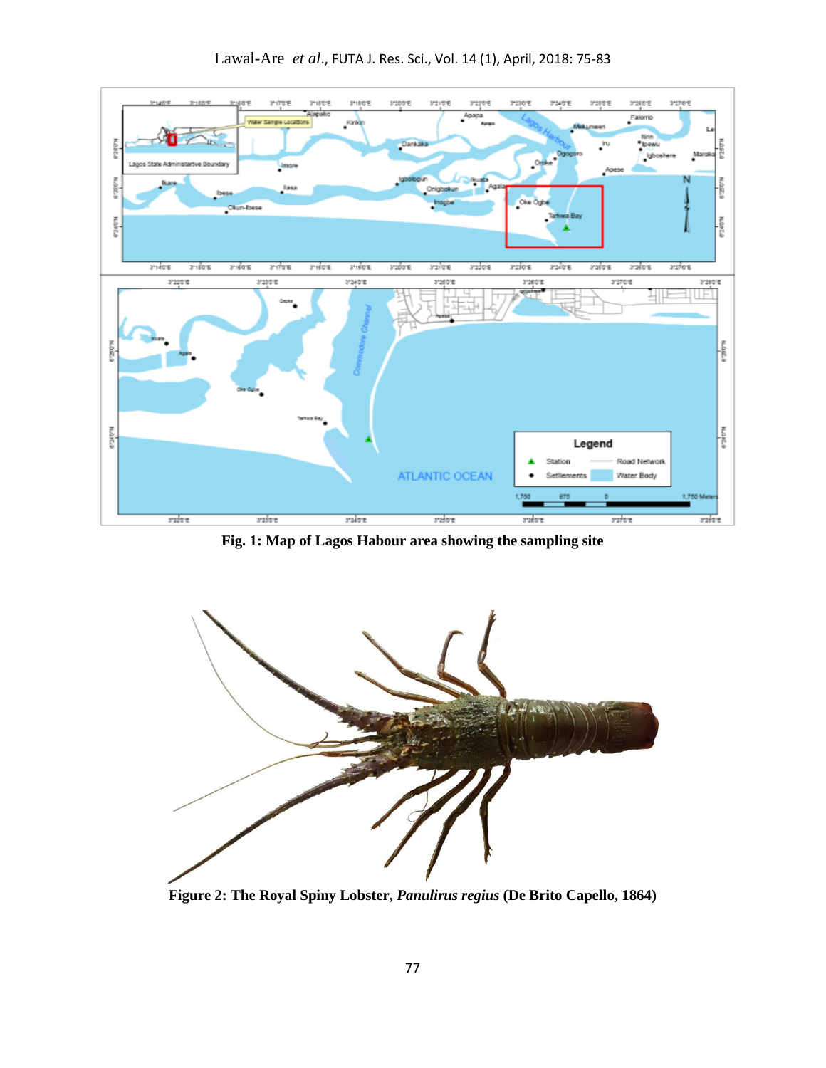**Fig. 1: Map of Lagos Habour area showing the sampling site**

**Figure 2: The Royal Spiny Lobster, *Panulirus regius* (De Brito Capello, 1864)**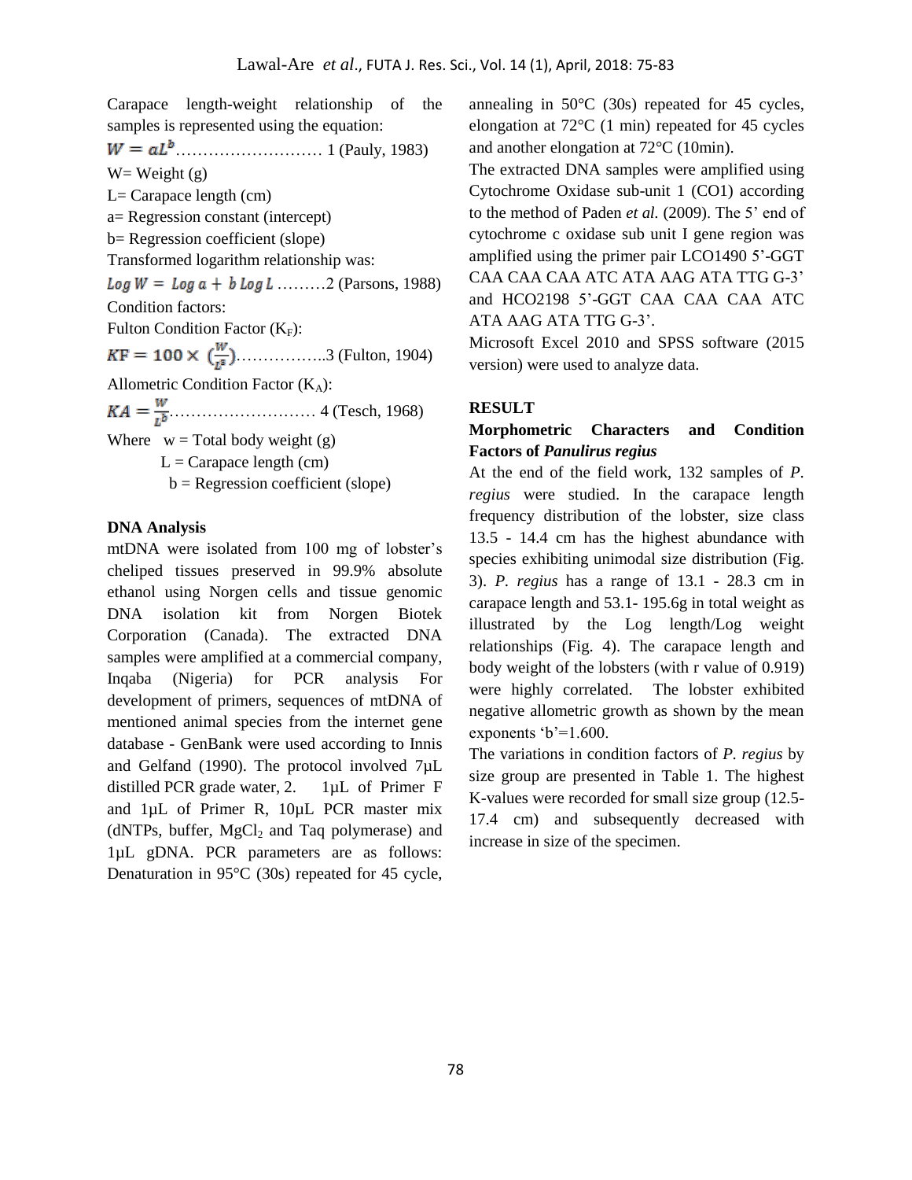Carapace length-weight relationship of the samples is represented using the equation:

$W = aL^b$……………………… 1 (Pauly, 1983)

W= Weight (g)

L= Carapace length (cm)

a= Regression constant (intercept)

b= Regression coefficient (slope)

Transformed logarithm relationship was:

$Log\ W = Log\ a + b\ Log\ L$ ………2 (Parsons, 1988)

Condition factors:

Fulton Condition Factor ($K_F$):

$KF = 100 \times (\frac{W}{L^3})$……………..3 (Fulton, 1904)

Allometric Condition Factor ($K_A$):

$KA = \frac{W}{L^b}$……………………… 4 (Tesch, 1968)

Where w = Total body weight (g)
L = Carapace length (cm)
b = Regression coefficient (slope)

**DNA Analysis**

mtDNA were isolated from 100 mg of lobster's cheliped tissues preserved in 99.9% absolute ethanol using Norgen cells and tissue genomic DNA isolation kit from Norgen Biotek Corporation (Canada). The extracted DNA samples were amplified at a commercial company, Inqaba (Nigeria) for PCR analysis For development of primers, sequences of mtDNA of mentioned animal species from the internet gene database - GenBank were used according to Innis and Gelfand (1990). The protocol involved 7μL distilled PCR grade water, 2. 1μL of Primer F and 1μL of Primer R, 10μL PCR master mix (dNTPs, buffer, $MgCl_2$ and Taq polymerase) and 1μL gDNA. PCR parameters are as follows: Denaturation in 95°C (30s) repeated for 45 cycle, annealing in 50°C (30s) repeated for 45 cycles, elongation at 72°C (1 min) repeated for 45 cycles and another elongation at 72°C (10min).

The extracted DNA samples were amplified using Cytochrome Oxidase sub-unit 1 (CO1) according to the method of Paden *et al.* (2009). The 5' end of cytochrome c oxidase sub unit I gene region was amplified using the primer pair LCO1490 5'-GGT CAA CAA CAA ATC ATA AAG ATA TTG G-3' and HCO2198 5'-GGT CAA CAA CAA ATC ATA AAG ATA TTG G-3'.

Microsoft Excel 2010 and SPSS software (2015 version) were used to analyze data.

## RESULT

### Morphometric Characters and Condition Factors of *Panulirus regius*

At the end of the field work, 132 samples of *P. regius* were studied. In the carapace length frequency distribution of the lobster, size class 13.5 - 14.4 cm has the highest abundance with species exhibiting unimodal size distribution (Fig. 3). *P. regius* has a range of 13.1 - 28.3 cm in carapace length and 53.1- 195.6g in total weight as illustrated by the Log length/Log weight relationships (Fig. 4). The carapace length and body weight of the lobsters (with r value of 0.919) were highly correlated. The lobster exhibited negative allometric growth as shown by the mean exponents 'b'=1.600.

The variations in condition factors of *P. regius* by size group are presented in Table 1. The highest K-values were recorded for small size group (12.5-17.4 cm) and subsequently decreased with increase in size of the specimen.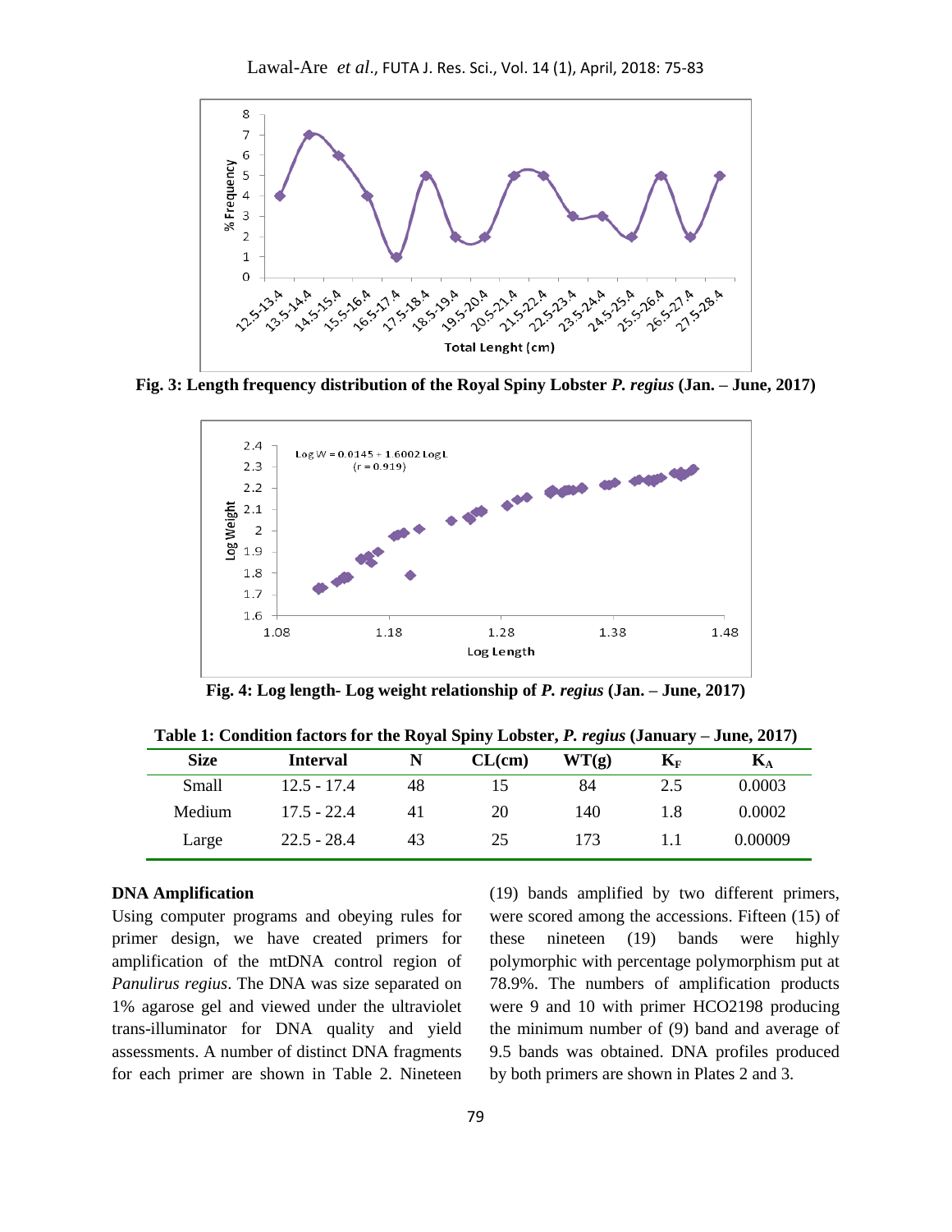Fig. 3: Length frequency distribution of the Royal Spiny Lobster *P. regius* (Jan. – June, 2017)

Fig. 4: Log length- Log weight relationship of *P. regius* (Jan. – June, 2017)

**Table 1: Condition factors for the Royal Spiny Lobster, *P. regius* (January – June, 2017)**

| Size | Interval | N | CL(cm) | WT(g) | $K_F$ | $K_A$ |
|---|---|---|---|---|---|---|
| Small | 12.5 - 17.4 | 48 | 15 | 84 | 2.5 | 0.0003 |
| Medium | 17.5 - 22.4 | 41 | 20 | 140 | 1.8 | 0.0002 |
| Large | 22.5 - 28.4 | 43 | 25 | 173 | 1.1 | 0.00009 |

### DNA Amplification

Using computer programs and obeying rules for primer design, we have created primers for amplification of the mtDNA control region of *Panulirus regius*. The DNA was size separated on 1% agarose gel and viewed under the ultraviolet trans-illuminator for DNA quality and yield assessments. A number of distinct DNA fragments for each primer are shown in Table 2. Nineteen (19) bands amplified by two different primers, were scored among the accessions. Fifteen (15) of these nineteen (19) bands were highly polymorphic with percentage polymorphism put at 78.9%. The numbers of amplification products were 9 and 10 with primer HCO2198 producing the minimum number of (9) band and average of 9.5 bands was obtained. DNA profiles produced by both primers are shown in Plates 2 and 3.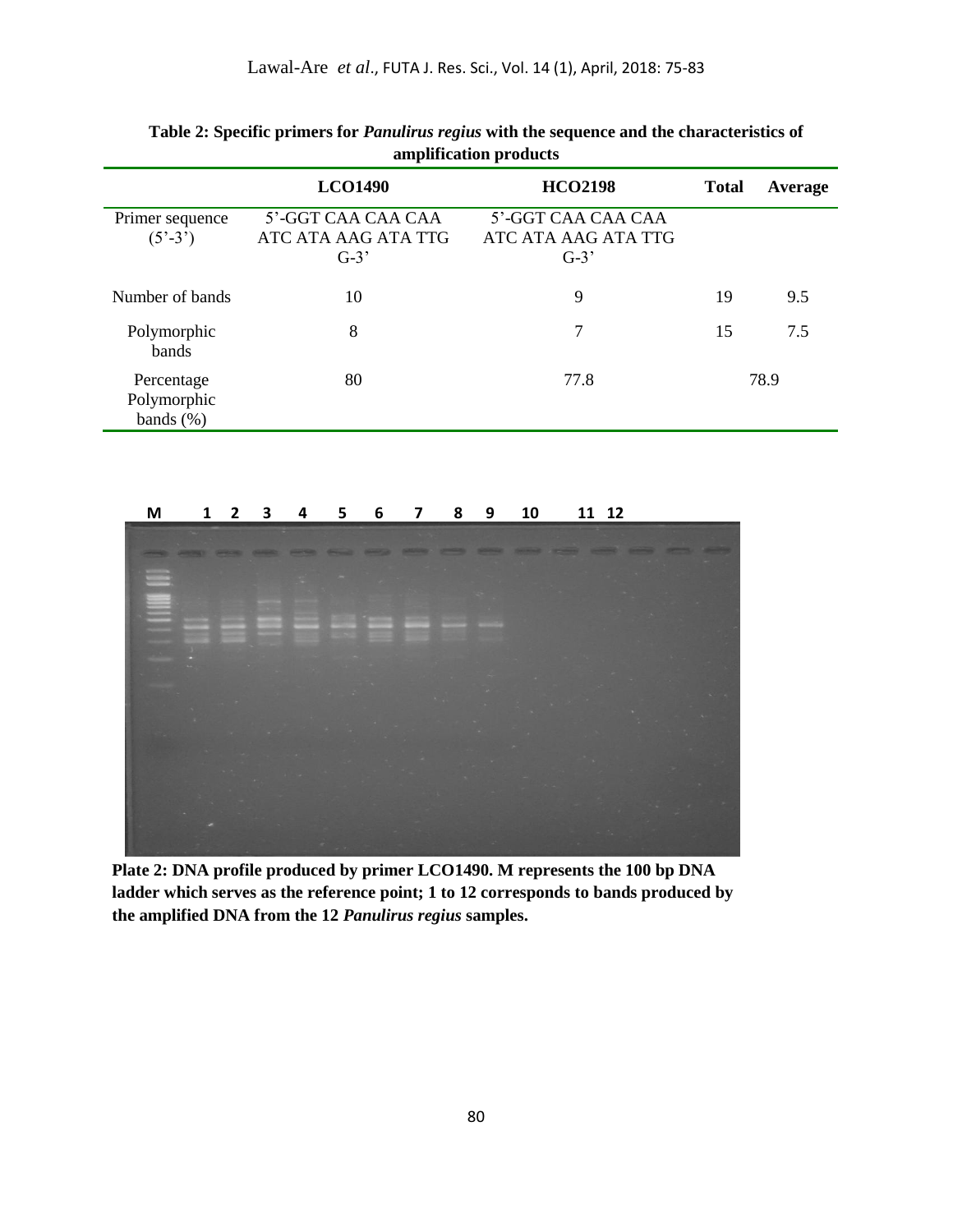**Table 2: Specific primers for *Panulirus regius* with the sequence and the characteristics of amplification products**

| | LCO1490 | HCO2198 | Total | Average |
|---|---|---|---|---|
| Primer sequence (5'-3') | 5'-GGT CAA CAA CAA ATC ATA AAG ATA TTG G-3' | 5'-GGT CAA CAA CAA ATC ATA AAG ATA TTG G-3' | | |
| Number of bands | 10 | 9 | 19 | 9.5 |
| Polymorphic bands | 8 | 7 | 15 | 7.5 |
| Percentage Polymorphic bands (%) | 80 | 77.8 | 78.9 | |

M 1 2 3 4 5 6 7 8 9 10 11 12

**Plate 2: DNA profile produced by primer LCO1490. M represents the 100 bp DNA ladder which serves as the reference point; 1 to 12 corresponds to bands produced by the amplified DNA from the 12 *Panulirus regius* samples.**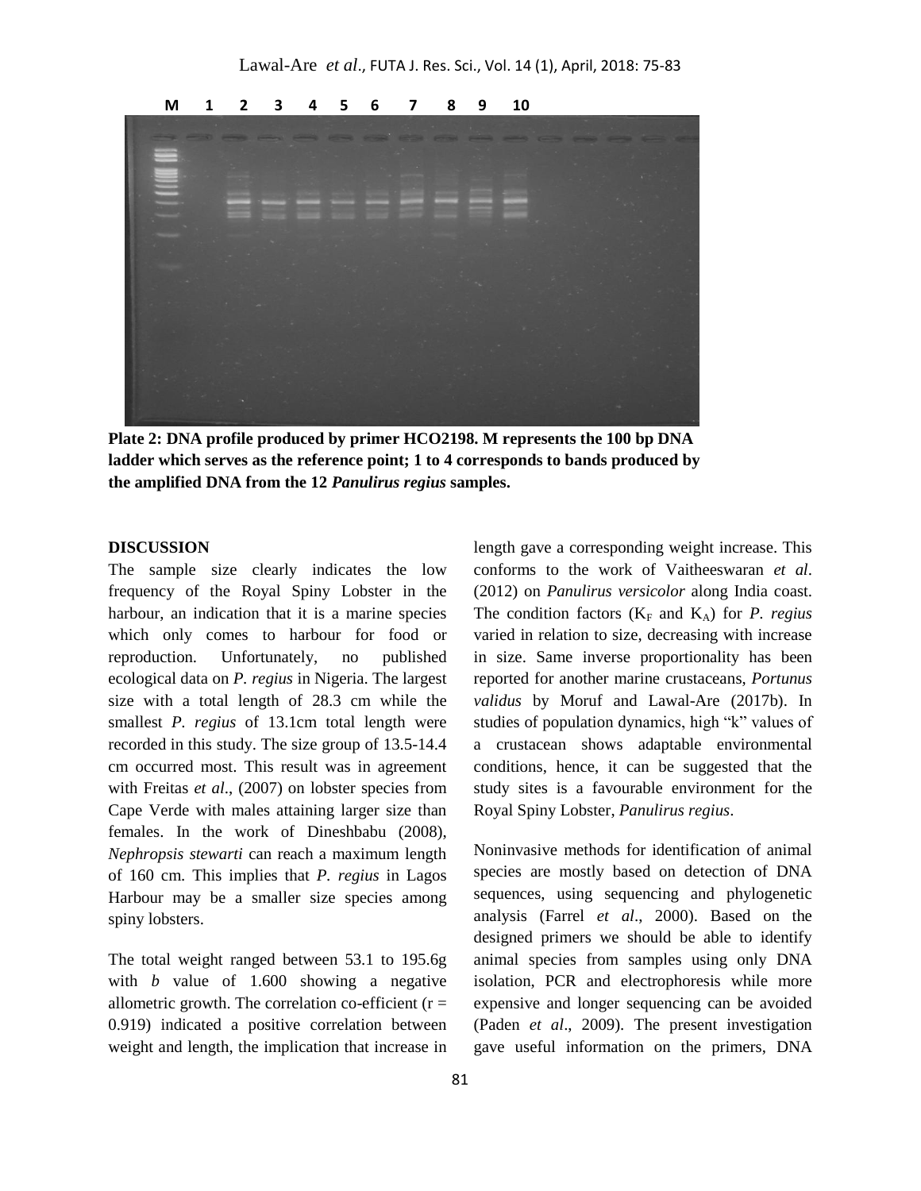M 1 2 3 4 5 6 7 8 9 10

**Plate 2: DNA profile produced by primer HCO2198. M represents the 100 bp DNA ladder which serves as the reference point; 1 to 4 corresponds to bands produced by the amplified DNA from the 12 *Panulirus regius* samples.**

## DISCUSSION

The sample size clearly indicates the low frequency of the Royal Spiny Lobster in the harbour, an indication that it is a marine species which only comes to harbour for food or reproduction. Unfortunately, no published ecological data on *P. regius* in Nigeria. The largest size with a total length of 28.3 cm while the smallest *P. regius* of 13.1cm total length were recorded in this study. The size group of 13.5-14.4 cm occurred most. This result was in agreement with Freitas *et al*., (2007) on lobster species from Cape Verde with males attaining larger size than females. In the work of Dineshbabu (2008), *Nephropsis stewarti* can reach a maximum length of 160 cm. This implies that *P. regius* in Lagos Harbour may be a smaller size species among spiny lobsters.

The total weight ranged between 53.1 to 195.6g with *b* value of 1.600 showing a negative allometric growth. The correlation co-efficient ($r = 0.919$) indicated a positive correlation between weight and length, the implication that increase in length gave a corresponding weight increase. This conforms to the work of Vaitheeswaran *et al*. (2012) on *Panulirus versicolor* along India coast. The condition factors ($K_F$ and $K_A$) for *P. regius* varied in relation to size, decreasing with increase in size. Same inverse proportionality has been reported for another marine crustaceans, *Portunus validus* by Moruf and Lawal-Are (2017b). In studies of population dynamics, high "k" values of a crustacean shows adaptable environmental conditions, hence, it can be suggested that the study sites is a favourable environment for the Royal Spiny Lobster, *Panulirus regius*.

Noninvasive methods for identification of animal species are mostly based on detection of DNA sequences, using sequencing and phylogenetic analysis (Farrel *et al*., 2000). Based on the designed primers we should be able to identify animal species from samples using only DNA isolation, PCR and electrophoresis while more expensive and longer sequencing can be avoided (Paden *et al*., 2009). The present investigation gave useful information on the primers, DNA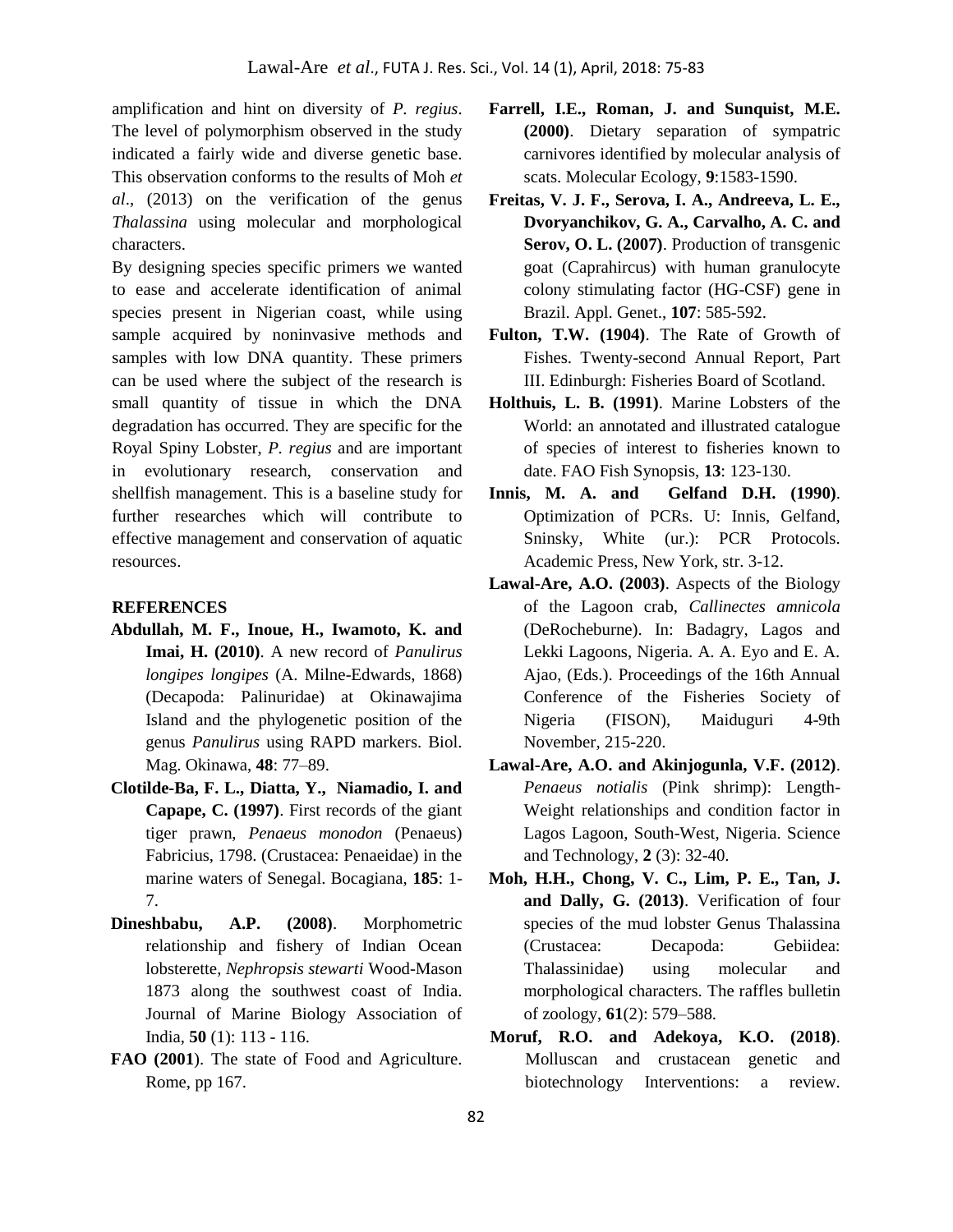amplification and hint on diversity of *P. regius*. The level of polymorphism observed in the study indicated a fairly wide and diverse genetic base. This observation conforms to the results of Moh *et al*., (2013) on the verification of the genus *Thalassina* using molecular and morphological characters.

By designing species specific primers we wanted to ease and accelerate identification of animal species present in Nigerian coast, while using sample acquired by noninvasive methods and samples with low DNA quantity. These primers can be used where the subject of the research is small quantity of tissue in which the DNA degradation has occurred. They are specific for the Royal Spiny Lobster, *P. regius* and are important in evolutionary research, conservation and shellfish management. This is a baseline study for further researches which will contribute to effective management and conservation of aquatic resources.

## REFERENCES

**Abdullah, M. F., Inoue, H., Iwamoto, K. and Imai, H. (2010)**. A new record of *Panulirus longipes longipes* (A. Milne-Edwards, 1868) (Decapoda: Palinuridae) at Okinawajima Island and the phylogenetic position of the genus *Panulirus* using RAPD markers. Biol. Mag. Okinawa, **48**: 77–89.

**Clotilde-Ba, F. L., Diatta, Y., Niamadio, I. and Capape, C. (1997)**. First records of the giant tiger prawn, *Penaeus monodon* (Penaeus) Fabricius, 1798. (Crustacea: Penaeidae) in the marine waters of Senegal. Bocagiana, **185**: 1-7.

**Dineshbabu, A.P. (2008)**. Morphometric relationship and fishery of Indian Ocean lobsterette, *Nephropsis stewarti* Wood-Mason 1873 along the southwest coast of India. Journal of Marine Biology Association of India, **50** (1): 113 - 116.

**FAO (2001)**. The state of Food and Agriculture. Rome, pp 167.

**Farrell, I.E., Roman, J. and Sunquist, M.E. (2000)**. Dietary separation of sympatric carnivores identified by molecular analysis of scats. Molecular Ecology, **9**:1583-1590.

**Freitas, V. J. F., Serova, I. A., Andreeva, L. E., Dvoryanchikov, G. A., Carvalho, A. C. and Serov, O. L. (2007)**. Production of transgenic goat (Caprahircus) with human granulocyte colony stimulating factor (HG-CSF) gene in Brazil. Appl. Genet., **107**: 585-592.

**Fulton, T.W. (1904)**. The Rate of Growth of Fishes. Twenty-second Annual Report, Part III. Edinburgh: Fisheries Board of Scotland.

**Holthuis, L. B. (1991)**. Marine Lobsters of the World: an annotated and illustrated catalogue of species of interest to fisheries known to date. FAO Fish Synopsis, **13**: 123-130.

**Innis, M. A. and Gelfand D.H. (1990)**. Optimization of PCRs. U: Innis, Gelfand, Sninsky, White (ur.): PCR Protocols. Academic Press, New York, str. 3-12.

**Lawal-Are, A.O. (2003)**. Aspects of the Biology of the Lagoon crab, *Callinectes amnicola* (DeRocheburne). In: Badagry, Lagos and Lekki Lagoons, Nigeria. A. A. Eyo and E. A. Ajao, (Eds.). Proceedings of the 16th Annual Conference of the Fisheries Society of Nigeria (FISON), Maiduguri 4-9th November, 215-220.

**Lawal-Are, A.O. and Akinjogunla, V.F. (2012)**. *Penaeus notialis* (Pink shrimp): Length-Weight relationships and condition factor in Lagos Lagoon, South-West, Nigeria. Science and Technology, **2** (3): 32-40.

**Moh, H.H., Chong, V. C., Lim, P. E., Tan, J. and Dally, G. (2013)**. Verification of four species of the mud lobster Genus Thalassina (Crustacea: Decapoda: Gebiidea: Thalassinidae) using molecular and morphological characters. The raffles bulletin of zoology, **61**(2): 579–588.

**Moruf, R.O. and Adekoya, K.O. (2018)**. Molluscan and crustacean genetic and biotechnology Interventions: a review.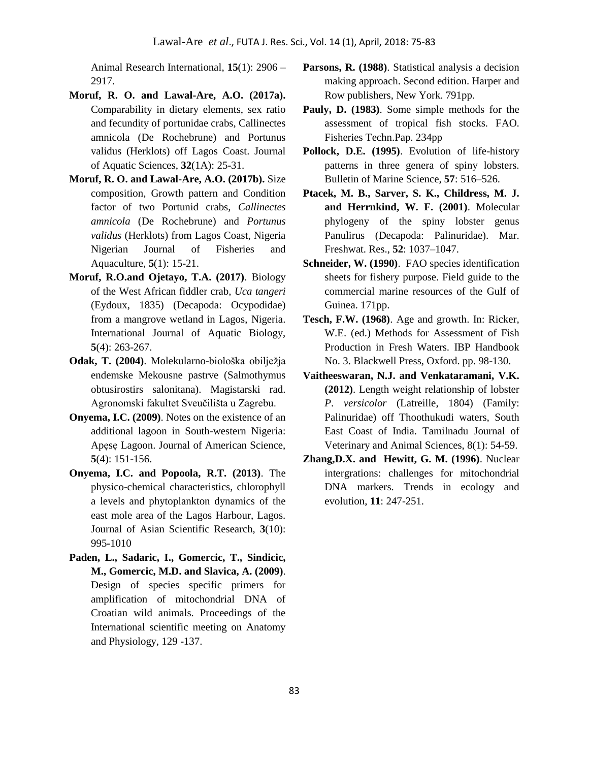Animal Research International, **15**(1): 2906 – 2917.

**Moruf, R. O. and Lawal-Are, A.O. (2017a).** Comparability in dietary elements, sex ratio and fecundity of portunidae crabs, Callinectes amnicola (De Rochebrune) and Portunus validus (Herklots) off Lagos Coast. Journal of Aquatic Sciences, **32**(1A): 25-31.

**Moruf, R. O. and Lawal-Are, A.O. (2017b).** Size composition, Growth pattern and Condition factor of two Portunid crabs, *Callinectes amnicola* (De Rochebrune) and *Portunus validus* (Herklots) from Lagos Coast, Nigeria Nigerian Journal of Fisheries and Aquaculture, **5**(1): 15-21.

**Moruf, R.O.and Ojetayo, T.A. (2017)**. Biology of the West African fiddler crab, *Uca tangeri* (Eydoux, 1835) (Decapoda: Ocypodidae) from a mangrove wetland in Lagos, Nigeria. International Journal of Aquatic Biology, **5**(4): 263-267.

**Odak, T. (2004)**. Molekularno-biološka obilježja endemske Mekousne pastrve (Salmothymus obtusirostirs salonitana). Magistarski rad. Agronomski fakultet Sveučilišta u Zagrebu.

**Onyema, I.C. (2009)**. Notes on the existence of an additional lagoon in South-western Nigeria: Apẹsẹ Lagoon. Journal of American Science, **5**(4): 151-156.

**Onyema, I.C. and Popoola, R.T. (2013)**. The physico-chemical characteristics, chlorophyll a levels and phytoplankton dynamics of the east mole area of the Lagos Harbour, Lagos. Journal of Asian Scientific Research, **3**(10): 995-1010

**Paden, L., Sadaric, I., Gomercic, T., Sindicic, M., Gomercic, M.D. and Slavica, A. (2009)**. Design of species specific primers for amplification of mitochondrial DNA of Croatian wild animals. Proceedings of the International scientific meeting on Anatomy and Physiology, 129 -137.

**Parsons, R. (1988)**. Statistical analysis a decision making approach. Second edition. Harper and Row publishers, New York. 791pp.

**Pauly, D. (1983)**. Some simple methods for the assessment of tropical fish stocks. FAO. Fisheries Techn.Pap. 234pp

**Pollock, D.E. (1995)**. Evolution of life-history patterns in three genera of spiny lobsters. Bulletin of Marine Science, **57**: 516–526.

**Ptacek, M. B., Sarver, S. K., Childress, M. J. and Herrnkind, W. F. (2001)**. Molecular phylogeny of the spiny lobster genus Panulirus (Decapoda: Palinuridae). Mar. Freshwat. Res., **52**: 1037–1047.

**Schneider, W. (1990)**. FAO species identification sheets for fishery purpose. Field guide to the commercial marine resources of the Gulf of Guinea. 171pp.

**Tesch, F.W. (1968)**. Age and growth. In: Ricker, W.E. (ed.) Methods for Assessment of Fish Production in Fresh Waters. IBP Handbook No. 3. Blackwell Press, Oxford. pp. 98-130.

**Vaitheeswaran, N.J. and Venkataramani, V.K. (2012)**. Length weight relationship of lobster *P. versicolor* (Latreille, 1804) (Family: Palinuridae) off Thoothukudi waters, South East Coast of India. Tamilnadu Journal of Veterinary and Animal Sciences, 8(1): 54-59.

**Zhang,D.X. and Hewitt, G. M. (1996)**. Nuclear intergrations: challenges for mitochondrial DNA markers. Trends in ecology and evolution, **11**: 247-251.